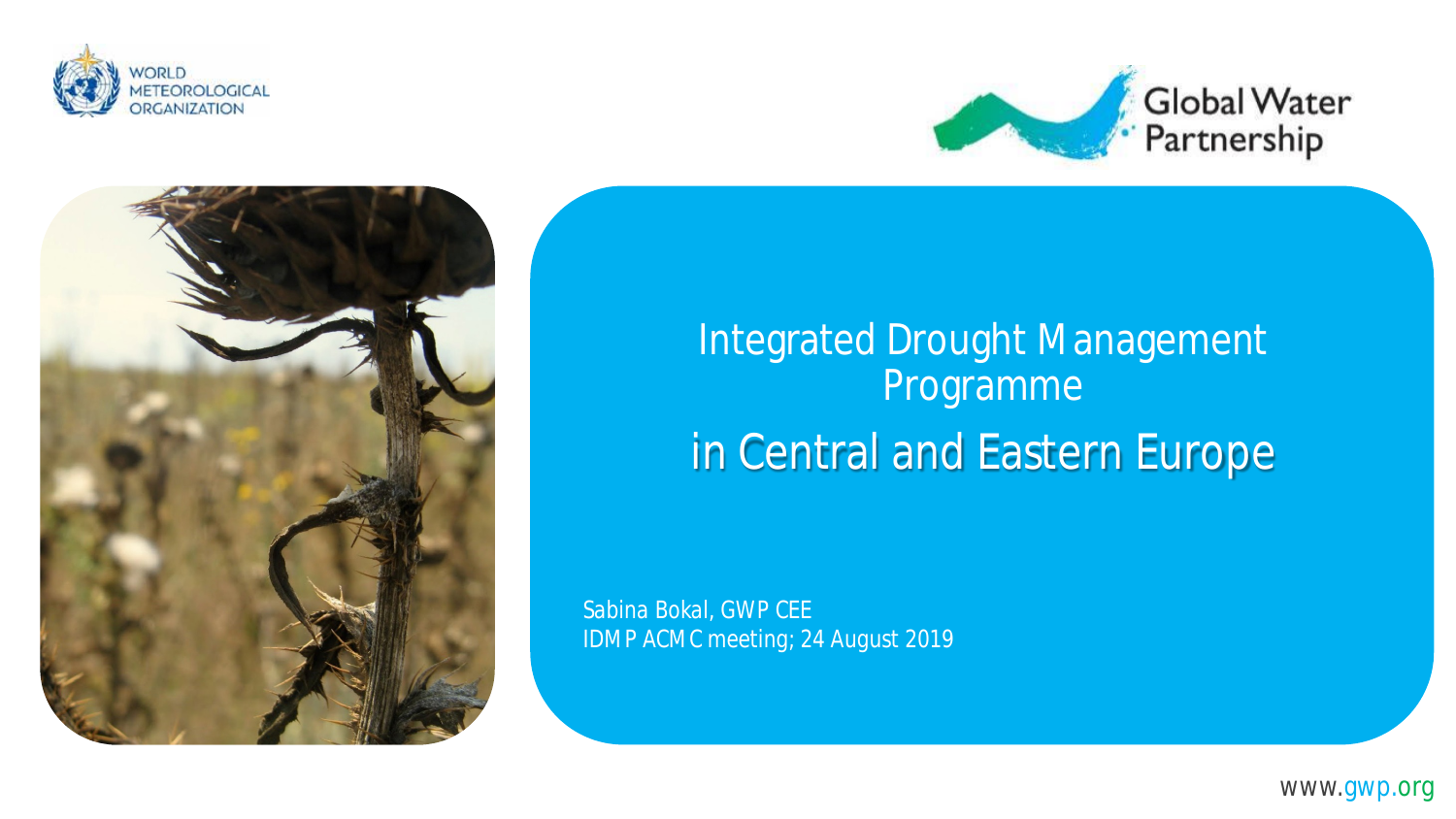# Integrated Drought Management Programme in Central and Eastern Europe

Sabina Bokal, GWP CEE
IDMP ACMC meeting; 24 August 2019

www.gwp.org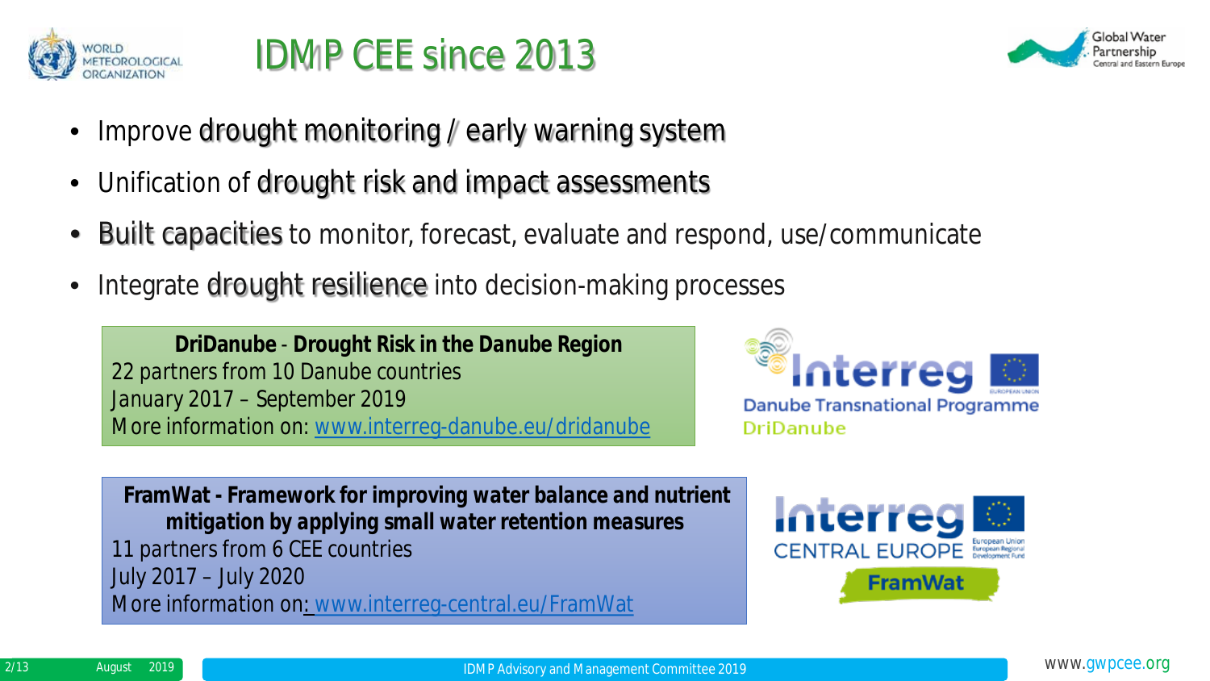# IDMP CEE since 2013

- Improve drought monitoring / early warning system
- Unification of drought risk and impact assessments
- Built capacities to monitor, forecast, evaluate and respond, use/communicate
- Integrate drought resilience into decision-making processes

**DriDanube - Drought Risk in the Danube Region**
22 partners from 10 Danube countries
January 2017 – September 2019
More information on: www.interreg-danube.eu/dridanube

Interreg Danube Transnational Programme DriDanube

**FramWat - Framework for improving water balance and nutrient mitigation by applying small water retention measures**
11 partners from 6 CEE countries
July 2017 – July 2020
More information on: www.interreg-central.eu/FramWat

Interreg CENTRAL EUROPE FramWat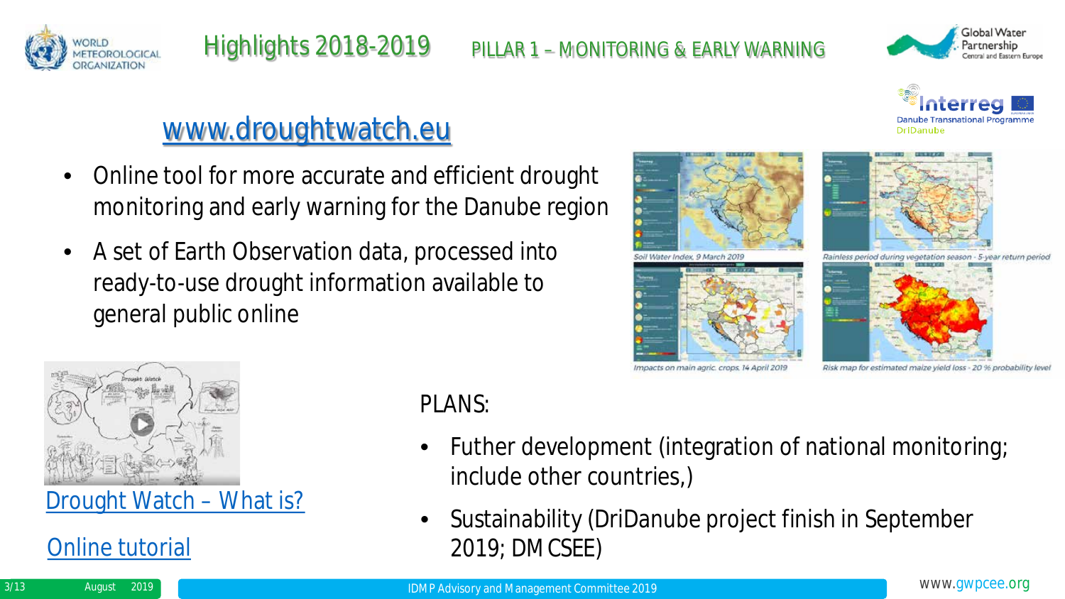# Highlights 2018-2019

## PILLAR 1 – MONITORING & EARLY WARNING

### www.droughtwatch.eu

- Online tool for more accurate and efficient drought monitoring and early warning for the Danube region
- A set of Earth Observation data, processed into ready-to-use drought information available to general public online

Soil Water Index, 9 March 2019

Rainless period during vegetation season - 5-year return period

Impacts on main agric. crops, 14 April 2019

Risk map for estimated maize yield loss - 20 % probability level

Drought Watch – What is?

Online tutorial

PLANS:

- Futher development (integration of national monitoring; include other countries,)
- Sustainability (DriDanube project finish in September 2019; DM CSEE)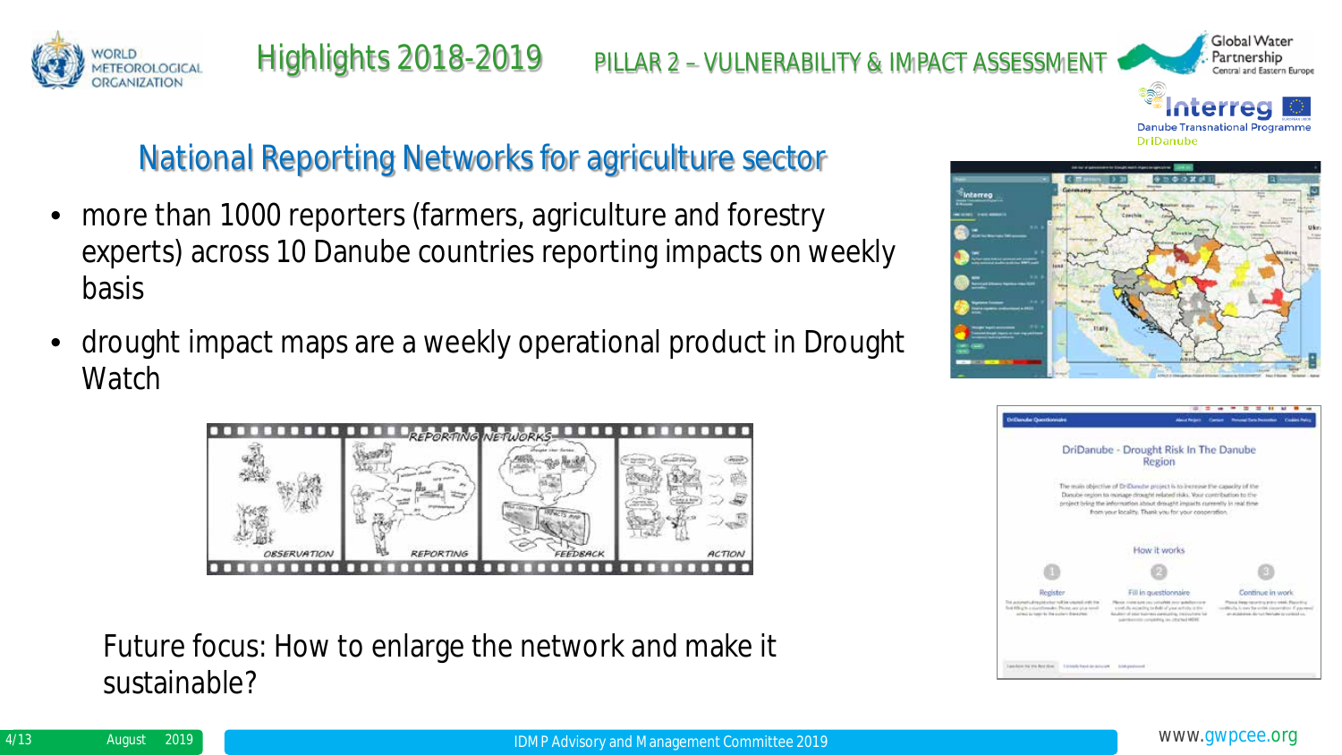# Highlights 2018-2019

PILLAR 2 – VULNERABILITY & IMPACT ASSESSMENT

## National Reporting Networks for agriculture sector

- more than 1000 reporters (farmers, agriculture and forestry experts) across 10 Danube countries reporting impacts on weekly basis
- drought impact maps are a weekly operational product in Drought Watch

Future focus: How to enlarge the network and make it sustainable?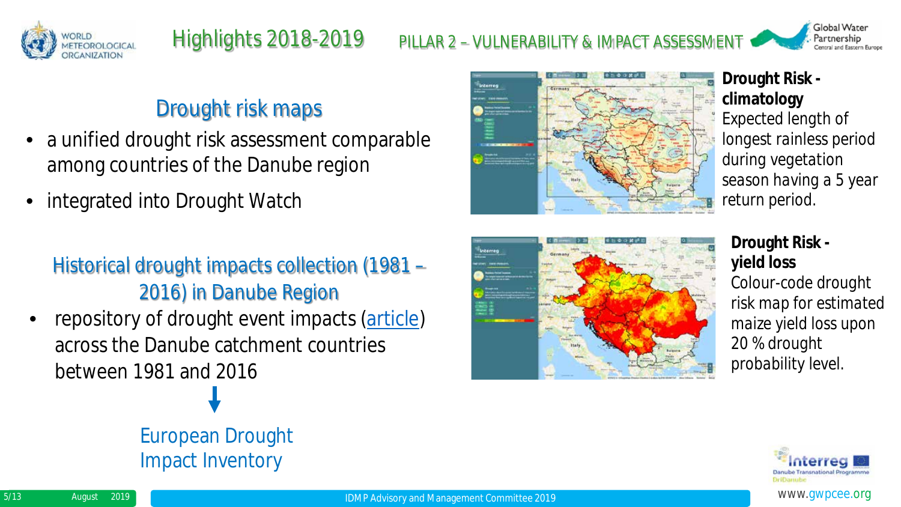# Highlights 2018-2019

## PILLAR 2 – VULNERABILITY & IMPACT ASSESSMENT

### Drought risk maps

- a unified drought risk assessment comparable among countries of the Danube region
- integrated into Drought Watch

### Historical drought impacts collection (1981 – 2016) in Danube Region

- repository of drought event impacts (article) across the Danube catchment countries between 1981 and 2016

↓

European Drought Impact Inventory

**Drought Risk - climatology**
Expected length of longest rainless period during vegetation season having a 5 year return period.

**Drought Risk - yield loss**
Colour-code drought risk map for estimated maize yield loss upon 20 % drought probability level.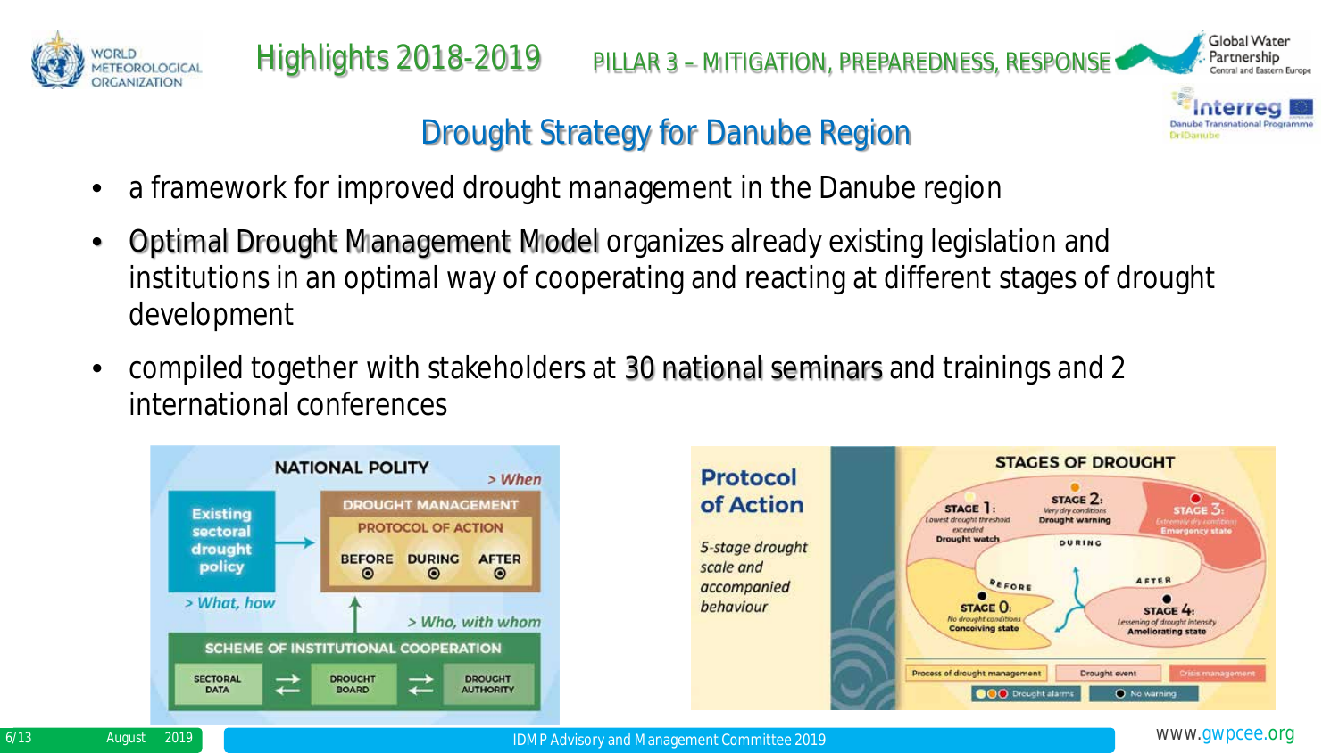# Highlights 2018-2019

## PILLAR 3 – MITIGATION, PREPAREDNESS, RESPONSE

### Drought Strategy for Danube Region

- a framework for improved drought management in the Danube region
- Optimal Drought Management Model organizes already existing legislation and institutions in an optimal way of cooperating and reacting at different stages of drought development
- compiled together with stakeholders at 30 national seminars and trainings and 2 international conferences

**NATIONAL POLITY**

> When

Existing sectoral drought policy

> What, how

DROUGHT MANAGEMENT PROTOCOL OF ACTION: BEFORE – DURING – AFTER

> Who, with whom

SCHEME OF INSTITUTIONAL COOPERATION: SECTORAL DATA ⇄ DROUGHT BOARD ⇄ DROUGHT AUTHORITY

**Protocol of Action**

*5-stage drought scale and accompanied behaviour*

**STAGES OF DROUGHT**

- STAGE 0: No drought conditions – Conceiving state (BEFORE)
- STAGE 1: Lowest drought threshold exceeded – Drought watch
- STAGE 2: Very dry conditions – Drought warning (DURING)
- STAGE 3: Extremely dry conditions – Emergency state
- STAGE 4: Lessening of drought intensity – Ameliorating state (AFTER)

Process of drought management | Drought event | Crisis management

Drought alarms | No warning

www.gwpcee.org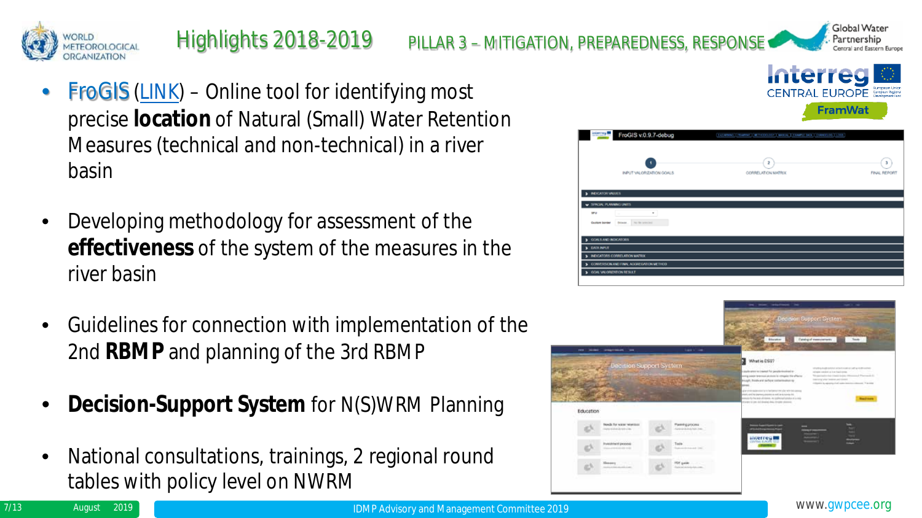# Highlights 2018-2019

## PILLAR 3 – MITIGATION, PREPAREDNESS, RESPONSE

- FroGIS (LINK) – Online tool for identifying most precise **location** of Natural (Small) Water Retention Measures (technical and non-technical) in a river basin
- Developing methodology for assessment of the **effectiveness** of the system of the measures in the river basin
- Guidelines for connection with implementation of the 2nd **RBMP** and planning of the 3rd RBMP
- **Decision-Support System** for N(S)WRM Planning
- National consultations, trainings, 2 regional round tables with policy level on NWRM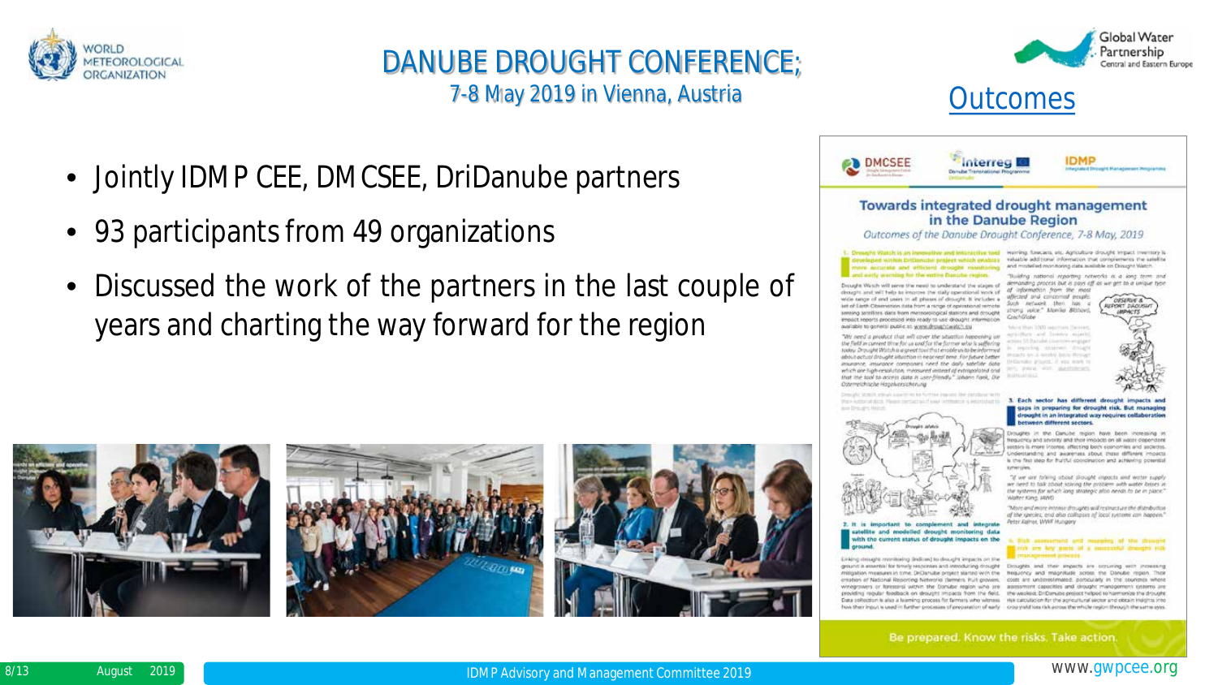# DANUBE DROUGHT CONFERENCE;

7-8 May 2019 in Vienna, Austria

## Outcomes

- Jointly IDMP CEE, DMCSEE, DriDanube partners
- 93 participants from 49 organizations
- Discussed the work of the partners in the last couple of years and charting the way forward for the region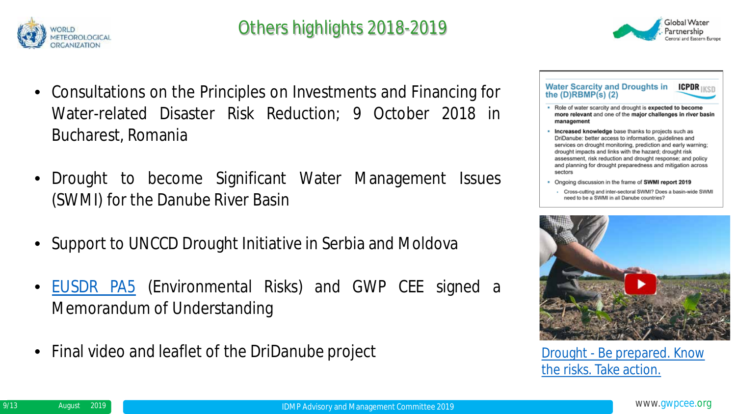# Others highlights 2018-2019

- Consultations on the Principles on Investments and Financing for Water-related Disaster Risk Reduction; 9 October 2018 in Bucharest, Romania
- Drought to become Significant Water Management Issues (SWMI) for the Danube River Basin
- Support to UNCCD Drought Initiative in Serbia and Moldova
- EUSDR PA5 (Environmental Risks) and GWP CEE signed a Memorandum of Understanding
- Final video and leaflet of the DriDanube project

**Water Scarcity and Droughts in the (D)RBMP(s) (2)** ICPDR IKSD

- Role of water scarcity and drought is **expected to become more relevant** and one of the **major challenges in river basin management**
- **Increased knowledge** base thanks to projects such as DriDanube: better access to information, guidelines and services on drought monitoring, prediction and early warning; drought impacts and links with the hazard; drought risk assessment, risk reduction and drought response; and policy and planning for drought preparedness and mitigation across sectors
- Ongoing discussion in the frame of **SWMI report 2019**
  - Cross-cutting and inter-sectoral SWMI? Does a basin-wide SWMI need to be a SWMI in all Danube countries?

Drought - Be prepared. Know the risks. Take action.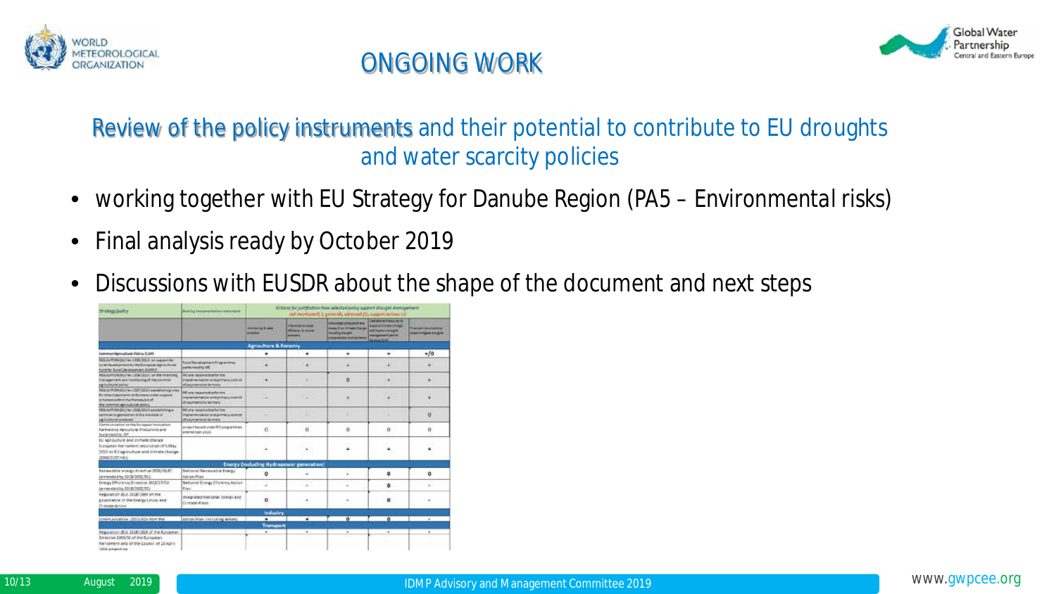# ONGOING WORK

## Review of the policy instruments and their potential to contribute to EU droughts and water scarcity policies

- working together with EU Strategy for Danube Region (PA5 – Environmental risks)
- Final analysis ready by October 2019
- Discussions with EUSDR about the shape of the document and next steps

| Strategy/policy | Existing implementation instrument | Criteria for justification how selected policy support drought management not mentioned (-), generally adressed (0), support actions (+) | | | | |
|---|---|---|---|---|---|---|
| | | Monitoring & data collection | Improvement of water efficiency & saving | Knowledge production and research on climate change including drought | Coordinated measures to adapt to climate change and improve drought management | Financial instruments to adapt/mitigate drought |
| **Agriculture & Forestry** | | | | | | |
| Common Agricultural Policy (CAP) | | + | + | + | + | +/0 |
| REGULATION (EU) No 1305/2013 on support for rural development by the European Agricultural Fund for Rural Development (EAFRD) | Rural Development Programmes performed by MS | + | + | + | + | + |
| REGULATION (EU) No 1306/2013 on the financing, management and monitoring of the common agricultural policy | MS are responsible for the implementation and primary control of payments to farmers | + | - | 0 | + | + |
| REGULATION (EU) No 1307/2013 establishing rules for direct payments to farmers under support schemes within the framework of the common agricultural policy | MS are responsible for the implementation and primary control of payments to farmers | - | - | + | + | + |
| REGULATION (EU) No 1308/2013 establishing a common organisation of the markets in agricultural products | MS are responsible for the implementation and primary control of payments to farmers | - | - | - | - | 0 |
| Communication on the European Innovation Partnership 'Agricultural Productivity and Sustainability' EIP | project based under RD programmes and Horizon 2020 | 0 | 0 | 0 | 0 | 0 |
| EU agriculture and climate change European Parliament resolution of 5 May 2010 on EU agriculture and climate change (2009/2157(INI)) | | - | - | + | + | + |
| **Energy (including Hydropower generation)** | | | | | | |
| Renewable energy directive 2009/28/EC (amended by 2018/2001/EU) | National Renewable Energy Action Plan | 0 | - | - | 0 | 0 |
| Energy Efficiency Directive 2012/27/EU (amended by 2018/2002/EC) | National Energy Efficiency Action Plan | - | - | - | 0 | - |
| Regulation (EU) 2018/1999 on the governance of the Energy Union and Climate Action | Integrated National Energy and Climate Plans | 0 | - | - | 0 | - |
| **Industry** | | | | | | |
| Communication (2015) 614 from the ... | Action Plan (including Annex) | + | + | 0 | 0 | - |
| **Transport** | | | | | | |
| Regulation (EU) 2018/1628 of the European ... Directive 2009/30 of the European Parliament and of the Council of 23 April 2009 amending ... | | - | - | - | - | - |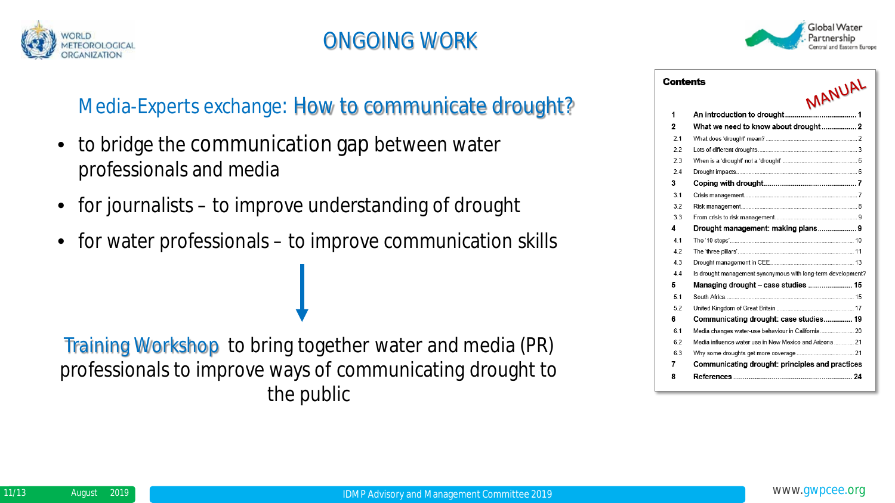# ONGOING WORK

Media-Experts exchange: How to communicate drought?

- to bridge the communication gap between water professionals and media
- for journalists – to improve understanding of drought
- for water professionals – to improve communication skills

Training Workshop to bring together water and media (PR) professionals to improve ways of communicating drought to the public

**Contents** MANUAL

| | | |
|---|---|---|
| **1** | **An introduction to drought** | **1** |
| **2** | **What we need to know about drought** | **2** |
| 2.1 | What does 'drought' mean? | 2 |
| 2.2 | Lots of different droughts | 3 |
| 2.3 | When is a 'drought' not a 'drought' | 6 |
| 2.4 | Drought impacts | 6 |
| **3** | **Coping with drought** | **7** |
| 3.1 | Crisis management | 7 |
| 3.2 | Risk management | 8 |
| 3.3 | From crisis to risk management | 9 |
| **4** | **Drought management: making plans** | **9** |
| 4.1 | The '10 steps' | 10 |
| 4.2 | The 'three pillars' | 11 |
| 4.3 | Drought management in CEE | 13 |
| 4.4 | Is drought management synonymous with long-term development? | |
| **5** | **Managing drought – case studies** | **15** |
| 5.1 | South Africa | 15 |
| 5.2 | United Kingdom of Great Britain | 17 |
| **6** | **Communicating drought: case studies** | **19** |
| 6.1 | Media changes water-use behaviour in California | 20 |
| 6.2 | Media influence water use in New Mexico and Arizona | 21 |
| 6.3 | Why some droughts get more coverage | 21 |
| **7** | **Communicating drought: principles and practices** | |
| **8** | **References** | **24** |

IDMP Advisory and Management Committee 2019

www.gwpcee.org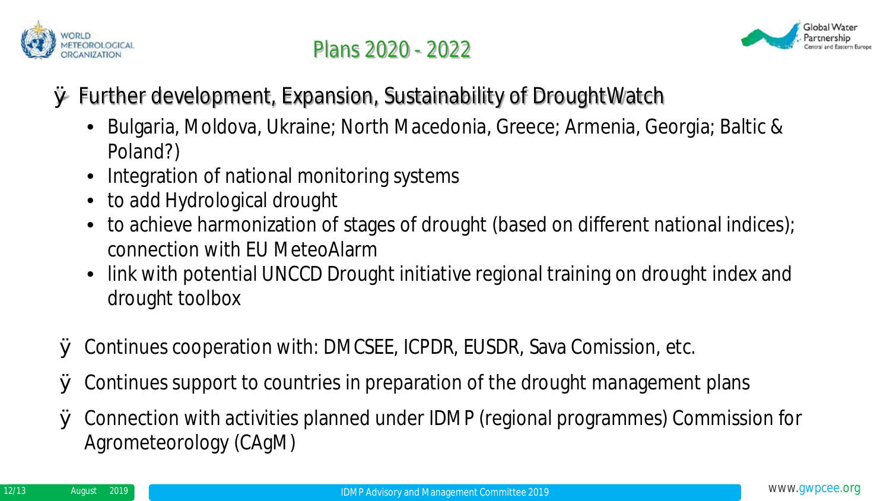# Plans 2020 - 2022

- Further development, Expansion, Sustainability of DroughtWatch
  - Bulgaria, Moldova, Ukraine; North Macedonia, Greece; Armenia, Georgia; Baltic & Poland?)
  - Integration of national monitoring systems
  - to add Hydrological drought
  - to achieve harmonization of stages of drought (based on different national indices); connection with EU MeteoAlarm
  - link with potential UNCCD Drought initiative regional training on drought index and drought toolbox

- Continues cooperation with: DMCSEE, ICPDR, EUSDR, Sava Comission, etc.

- Continues support to countries in preparation of the drought management plans

- Connection with activities planned under IDMP (regional programmes) Commission for Agrometeorology (CAgM)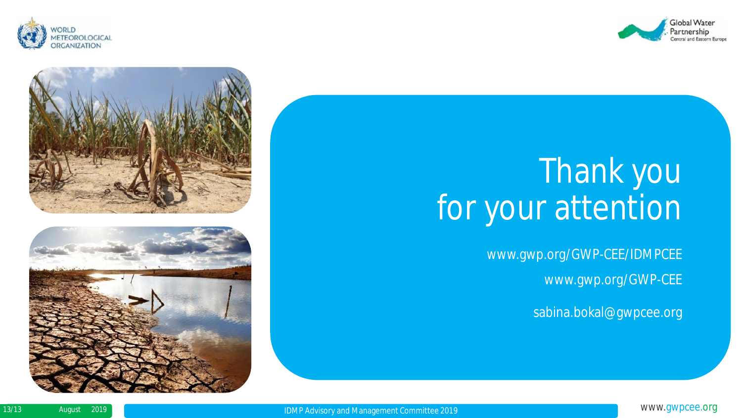# Thank you for your attention

www.gwp.org/GWP-CEE/IDMPCEE

www.gwp.org/GWP-CEE

sabina.bokal@gwpcee.org